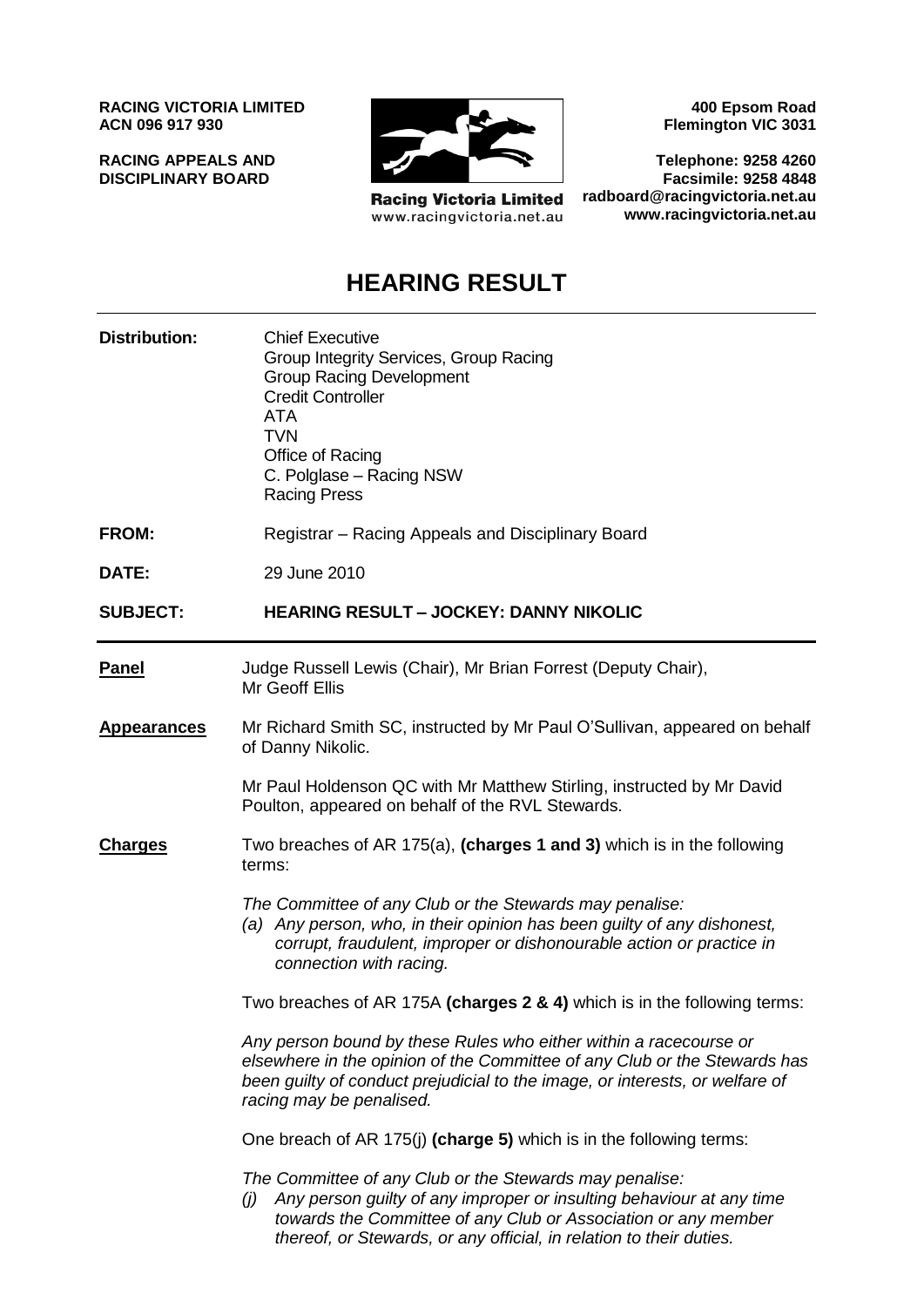**RACING VICTORIA LIMITED**
**ACN 096 917 930**

**RACING APPEALS AND DISCIPLINARY BOARD**

Racing Victoria Limited
www.racingvictoria.net.au

**400 Epsom Road**
**Flemington VIC 3031**

**Telephone: 9258 4260**
**Facsimile: 9258 4848**
**radboard@racingvictoria.net.au**
**www.racingvictoria.net.au**

# HEARING RESULT

**Distribution:** Chief Executive
Group Integrity Services, Group Racing
Group Racing Development
Credit Controller
ATA
TVN
Office of Racing
C. Polglase – Racing NSW
Racing Press

**FROM:** Registrar – Racing Appeals and Disciplinary Board

**DATE:** 29 June 2010

**SUBJECT:** **HEARING RESULT – JOCKEY: DANNY NIKOLIC**

**Panel**

Judge Russell Lewis (Chair), Mr Brian Forrest (Deputy Chair), Mr Geoff Ellis

**Appearances**

Mr Richard Smith SC, instructed by Mr Paul O'Sullivan, appeared on behalf of Danny Nikolic.

Mr Paul Holdenson QC with Mr Matthew Stirling, instructed by Mr David Poulton, appeared on behalf of the RVL Stewards.

**Charges**

Two breaches of AR 175(a), **(charges 1 and 3)** which is in the following terms:

*The Committee of any Club or the Stewards may penalise:*

*(a) Any person, who, in their opinion has been guilty of any dishonest, corrupt, fraudulent, improper or dishonourable action or practice in connection with racing.*

Two breaches of AR 175A **(charges 2 & 4)** which is in the following terms:

*Any person bound by these Rules who either within a racecourse or elsewhere in the opinion of the Committee of any Club or the Stewards has been guilty of conduct prejudicial to the image, or interests, or welfare of racing may be penalised.*

One breach of AR 175(j) **(charge 5)** which is in the following terms:

*The Committee of any Club or the Stewards may penalise:*

*(j) Any person guilty of any improper or insulting behaviour at any time towards the Committee of any Club or Association or any member thereof, or Stewards, or any official, in relation to their duties.*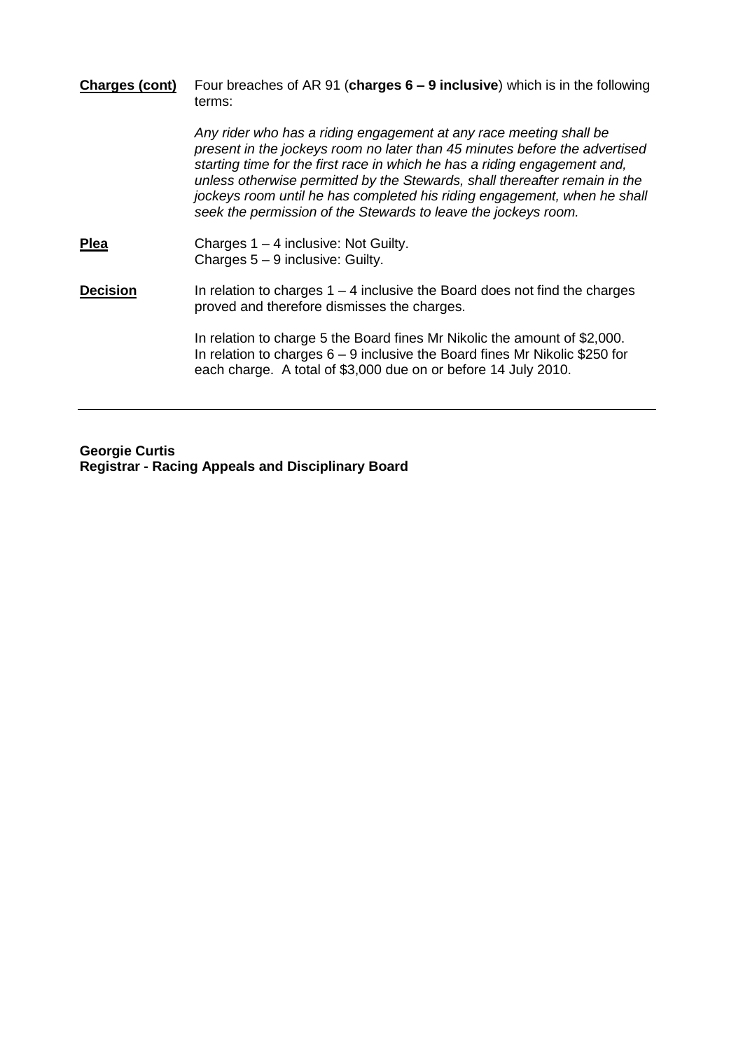**Charges (cont)** Four breaches of AR 91 (**charges 6 – 9 inclusive**) which is in the following terms:

*Any rider who has a riding engagement at any race meeting shall be present in the jockeys room no later than 45 minutes before the advertised starting time for the first race in which he has a riding engagement and, unless otherwise permitted by the Stewards, shall thereafter remain in the jockeys room until he has completed his riding engagement, when he shall seek the permission of the Stewards to leave the jockeys room.*

**Plea** Charges 1 – 4 inclusive: Not Guilty.
Charges 5 – 9 inclusive: Guilty.

**Decision** In relation to charges 1 – 4 inclusive the Board does not find the charges proved and therefore dismisses the charges.

In relation to charge 5 the Board fines Mr Nikolic the amount of $2,000. In relation to charges 6 – 9 inclusive the Board fines Mr Nikolic $250 for each charge. A total of $3,000 due on or before 14 July 2010.

---

**Georgie Curtis**
**Registrar - Racing Appeals and Disciplinary Board**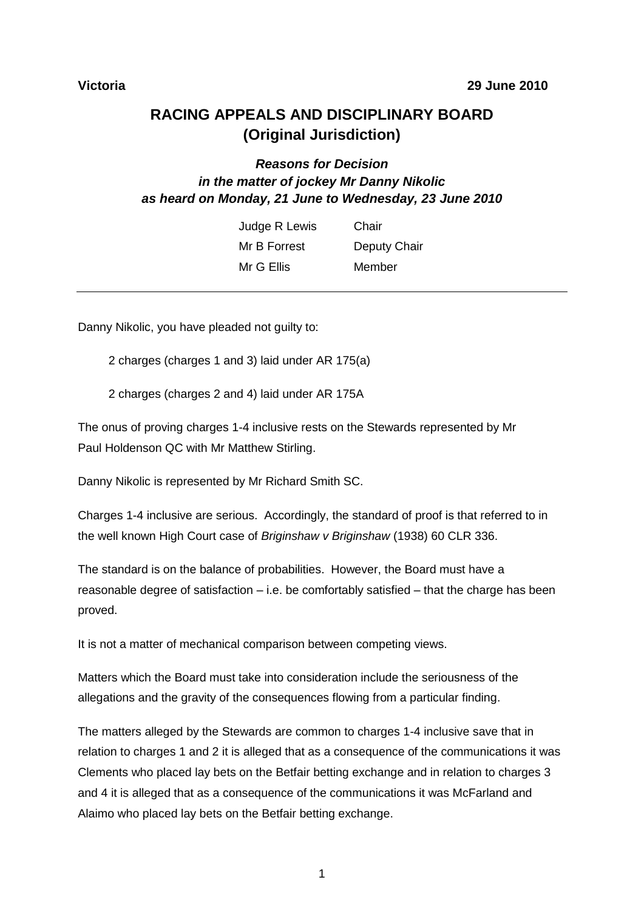**Victoria** **29 June 2010**

# RACING APPEALS AND DISCIPLINARY BOARD (Original Jurisdiction)

### *Reasons for Decision in the matter of jockey Mr Danny Nikolic as heard on Monday, 21 June to Wednesday, 23 June 2010*

| | |
|---|---|
| Judge R Lewis | Chair |
| Mr B Forrest | Deputy Chair |
| Mr G Ellis | Member |

---

Danny Nikolic, you have pleaded not guilty to:

2 charges (charges 1 and 3) laid under AR 175(a)

2 charges (charges 2 and 4) laid under AR 175A

The onus of proving charges 1-4 inclusive rests on the Stewards represented by Mr Paul Holdenson QC with Mr Matthew Stirling.

Danny Nikolic is represented by Mr Richard Smith SC.

Charges 1-4 inclusive are serious. Accordingly, the standard of proof is that referred to in the well known High Court case of *Briginshaw v Briginshaw* (1938) 60 CLR 336.

The standard is on the balance of probabilities. However, the Board must have a reasonable degree of satisfaction – i.e. be comfortably satisfied – that the charge has been proved.

It is not a matter of mechanical comparison between competing views.

Matters which the Board must take into consideration include the seriousness of the allegations and the gravity of the consequences flowing from a particular finding.

The matters alleged by the Stewards are common to charges 1-4 inclusive save that in relation to charges 1 and 2 it is alleged that as a consequence of the communications it was Clements who placed lay bets on the Betfair betting exchange and in relation to charges 3 and 4 it is alleged that as a consequence of the communications it was McFarland and Alaimo who placed lay bets on the Betfair betting exchange.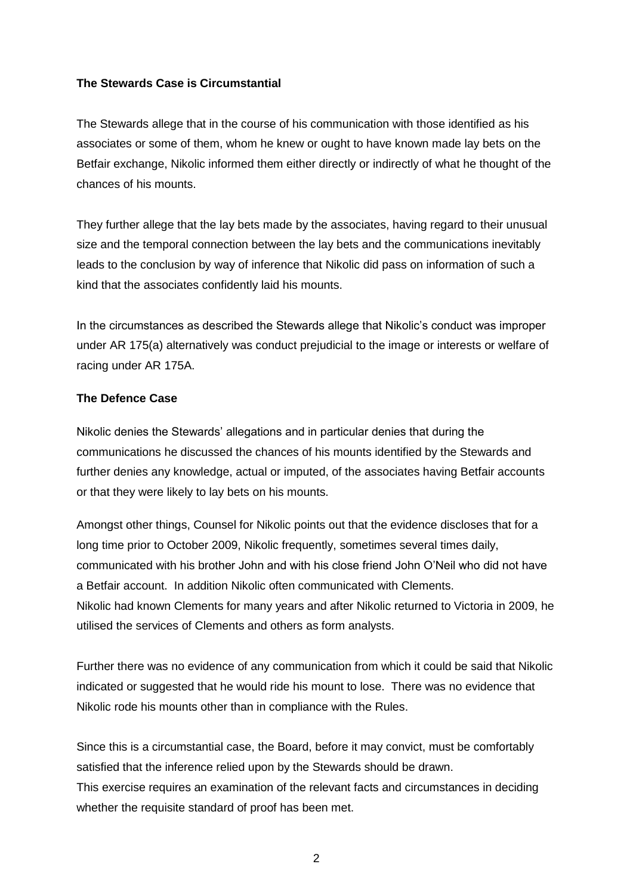**The Stewards Case is Circumstantial**

The Stewards allege that in the course of his communication with those identified as his associates or some of them, whom he knew or ought to have known made lay bets on the Betfair exchange, Nikolic informed them either directly or indirectly of what he thought of the chances of his mounts.

They further allege that the lay bets made by the associates, having regard to their unusual size and the temporal connection between the lay bets and the communications inevitably leads to the conclusion by way of inference that Nikolic did pass on information of such a kind that the associates confidently laid his mounts.

In the circumstances as described the Stewards allege that Nikolic's conduct was improper under AR 175(a) alternatively was conduct prejudicial to the image or interests or welfare of racing under AR 175A.

**The Defence Case**

Nikolic denies the Stewards' allegations and in particular denies that during the communications he discussed the chances of his mounts identified by the Stewards and further denies any knowledge, actual or imputed, of the associates having Betfair accounts or that they were likely to lay bets on his mounts.

Amongst other things, Counsel for Nikolic points out that the evidence discloses that for a long time prior to October 2009, Nikolic frequently, sometimes several times daily, communicated with his brother John and with his close friend John O'Neil who did not have a Betfair account. In addition Nikolic often communicated with Clements.
Nikolic had known Clements for many years and after Nikolic returned to Victoria in 2009, he utilised the services of Clements and others as form analysts.

Further there was no evidence of any communication from which it could be said that Nikolic indicated or suggested that he would ride his mount to lose. There was no evidence that Nikolic rode his mounts other than in compliance with the Rules.

Since this is a circumstantial case, the Board, before it may convict, must be comfortably satisfied that the inference relied upon by the Stewards should be drawn.
This exercise requires an examination of the relevant facts and circumstances in deciding whether the requisite standard of proof has been met.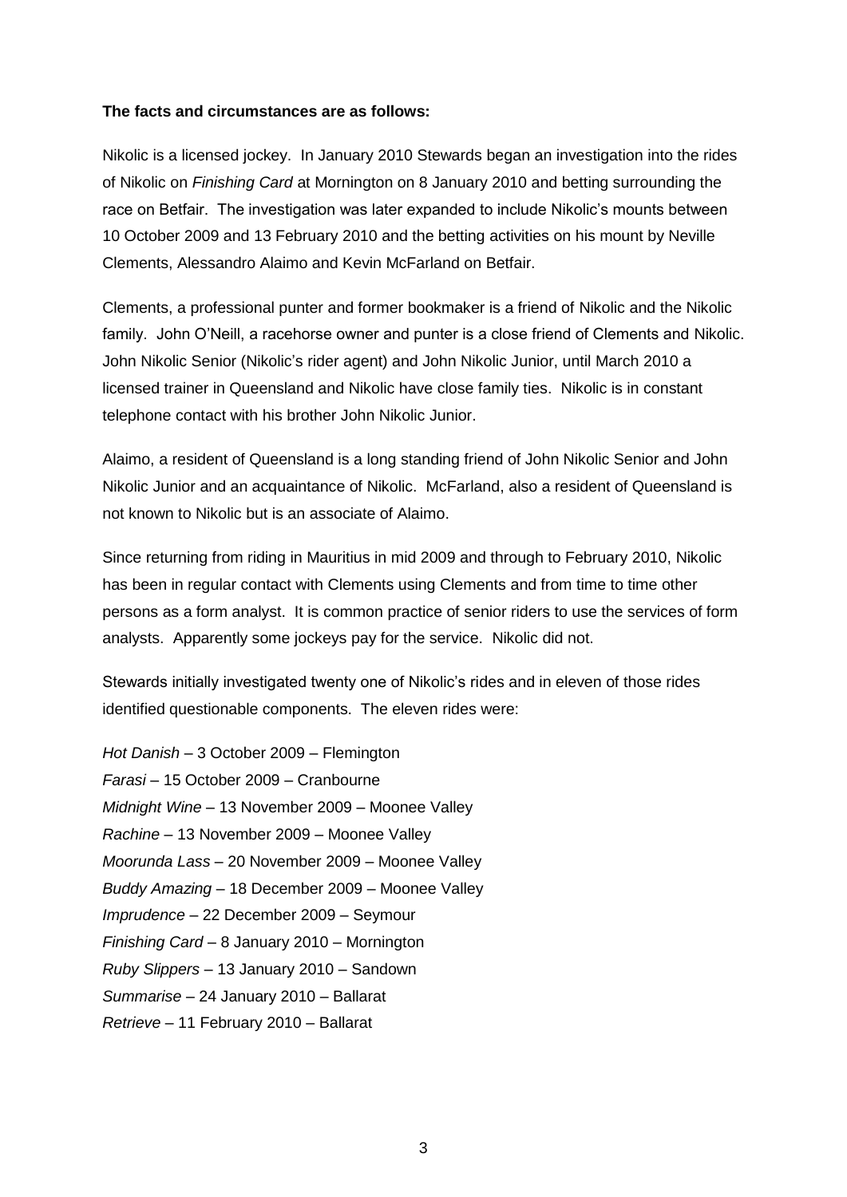**The facts and circumstances are as follows:**

Nikolic is a licensed jockey. In January 2010 Stewards began an investigation into the rides of Nikolic on *Finishing Card* at Mornington on 8 January 2010 and betting surrounding the race on Betfair. The investigation was later expanded to include Nikolic's mounts between 10 October 2009 and 13 February 2010 and the betting activities on his mount by Neville Clements, Alessandro Alaimo and Kevin McFarland on Betfair.

Clements, a professional punter and former bookmaker is a friend of Nikolic and the Nikolic family. John O'Neill, a racehorse owner and punter is a close friend of Clements and Nikolic. John Nikolic Senior (Nikolic's rider agent) and John Nikolic Junior, until March 2010 a licensed trainer in Queensland and Nikolic have close family ties. Nikolic is in constant telephone contact with his brother John Nikolic Junior.

Alaimo, a resident of Queensland is a long standing friend of John Nikolic Senior and John Nikolic Junior and an acquaintance of Nikolic. McFarland, also a resident of Queensland is not known to Nikolic but is an associate of Alaimo.

Since returning from riding in Mauritius in mid 2009 and through to February 2010, Nikolic has been in regular contact with Clements using Clements and from time to time other persons as a form analyst. It is common practice of senior riders to use the services of form analysts. Apparently some jockeys pay for the service. Nikolic did not.

Stewards initially investigated twenty one of Nikolic's rides and in eleven of those rides identified questionable components. The eleven rides were:

*Hot Danish* – 3 October 2009 – Flemington
*Farasi* – 15 October 2009 – Cranbourne
*Midnight Wine* – 13 November 2009 – Moonee Valley
*Rachine* – 13 November 2009 – Moonee Valley
*Moorunda Lass* – 20 November 2009 – Moonee Valley
*Buddy Amazing* – 18 December 2009 – Moonee Valley
*Imprudence* – 22 December 2009 – Seymour
*Finishing Card* – 8 January 2010 – Mornington
*Ruby Slippers* – 13 January 2010 – Sandown
*Summarise* – 24 January 2010 – Ballarat
*Retrieve* – 11 February 2010 – Ballarat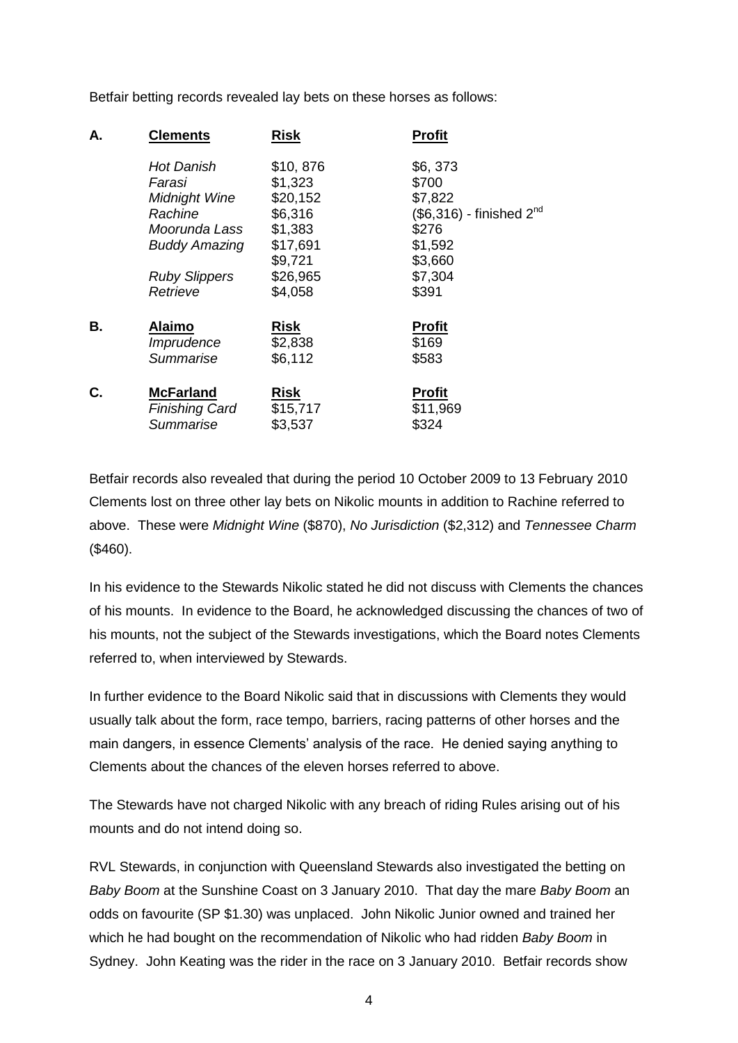Betfair betting records revealed lay bets on these horses as follows:

| | | | |
|---|---|---|---|
| **A.** | **<u>Clements</u>** | **<u>Risk</u>** | **<u>Profit</u>** |
| | *Hot Danish* | \$10, 876 | \$6, 373 |
| | *Farasi* | \$1,323 | \$700 |
| | *Midnight Wine* | \$20,152 | \$7,822 |
| | *Rachine* | \$6,316 | (\$6,316) - finished 2nd |
| | *Moorunda Lass* | \$1,383 | \$276 |
| | *Buddy Amazing* | \$17,691 | \$1,592 |
| | | \$9,721 | \$3,660 |
| | *Ruby Slippers* | \$26,965 | \$7,304 |
| | *Retrieve* | \$4,058 | \$391 |
| **B.** | **<u>Alaimo</u>** | **<u>Risk</u>** | **<u>Profit</u>** |
| | *Imprudence* | \$2,838 | \$169 |
| | *Summarise* | \$6,112 | \$583 |
| **C.** | **<u>McFarland</u>** | **<u>Risk</u>** | **<u>Profit</u>** |
| | *Finishing Card* | \$15,717 | \$11,969 |
| | *Summarise* | \$3,537 | \$324 |

Betfair records also revealed that during the period 10 October 2009 to 13 February 2010 Clements lost on three other lay bets on Nikolic mounts in addition to Rachine referred to above. These were *Midnight Wine* (\$870), *No Jurisdiction* (\$2,312) and *Tennessee Charm* (\$460).

In his evidence to the Stewards Nikolic stated he did not discuss with Clements the chances of his mounts. In evidence to the Board, he acknowledged discussing the chances of two of his mounts, not the subject of the Stewards investigations, which the Board notes Clements referred to, when interviewed by Stewards.

In further evidence to the Board Nikolic said that in discussions with Clements they would usually talk about the form, race tempo, barriers, racing patterns of other horses and the main dangers, in essence Clements' analysis of the race. He denied saying anything to Clements about the chances of the eleven horses referred to above.

The Stewards have not charged Nikolic with any breach of riding Rules arising out of his mounts and do not intend doing so.

RVL Stewards, in conjunction with Queensland Stewards also investigated the betting on *Baby Boom* at the Sunshine Coast on 3 January 2010. That day the mare *Baby Boom* an odds on favourite (SP \$1.30) was unplaced. John Nikolic Junior owned and trained her which he had bought on the recommendation of Nikolic who had ridden *Baby Boom* in Sydney. John Keating was the rider in the race on 3 January 2010. Betfair records show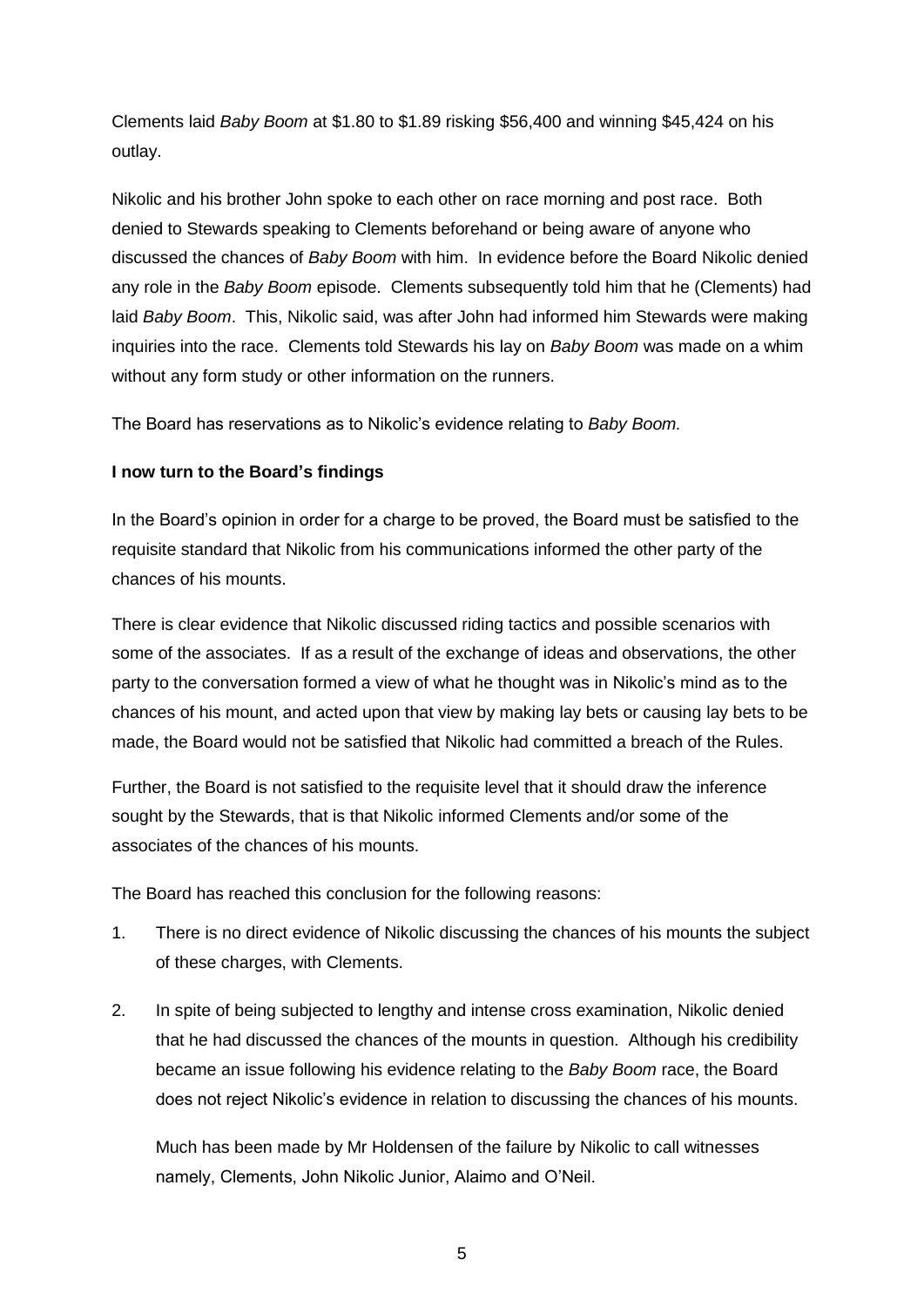Clements laid *Baby Boom* at $1.80 to $1.89 risking $56,400 and winning $45,424 on his outlay.

Nikolic and his brother John spoke to each other on race morning and post race. Both denied to Stewards speaking to Clements beforehand or being aware of anyone who discussed the chances of *Baby Boom* with him. In evidence before the Board Nikolic denied any role in the *Baby Boom* episode. Clements subsequently told him that he (Clements) had laid *Baby Boom*. This, Nikolic said, was after John had informed him Stewards were making inquiries into the race. Clements told Stewards his lay on *Baby Boom* was made on a whim without any form study or other information on the runners.

The Board has reservations as to Nikolic's evidence relating to *Baby Boom.*

**I now turn to the Board's findings**

In the Board's opinion in order for a charge to be proved, the Board must be satisfied to the requisite standard that Nikolic from his communications informed the other party of the chances of his mounts.

There is clear evidence that Nikolic discussed riding tactics and possible scenarios with some of the associates. If as a result of the exchange of ideas and observations, the other party to the conversation formed a view of what he thought was in Nikolic's mind as to the chances of his mount, and acted upon that view by making lay bets or causing lay bets to be made, the Board would not be satisfied that Nikolic had committed a breach of the Rules.

Further, the Board is not satisfied to the requisite level that it should draw the inference sought by the Stewards, that is that Nikolic informed Clements and/or some of the associates of the chances of his mounts.

The Board has reached this conclusion for the following reasons:

1. There is no direct evidence of Nikolic discussing the chances of his mounts the subject of these charges, with Clements.

2. In spite of being subjected to lengthy and intense cross examination, Nikolic denied that he had discussed the chances of the mounts in question. Although his credibility became an issue following his evidence relating to the *Baby Boom* race, the Board does not reject Nikolic's evidence in relation to discussing the chances of his mounts.

   Much has been made by Mr Holdensen of the failure by Nikolic to call witnesses namely, Clements, John Nikolic Junior, Alaimo and O'Neil.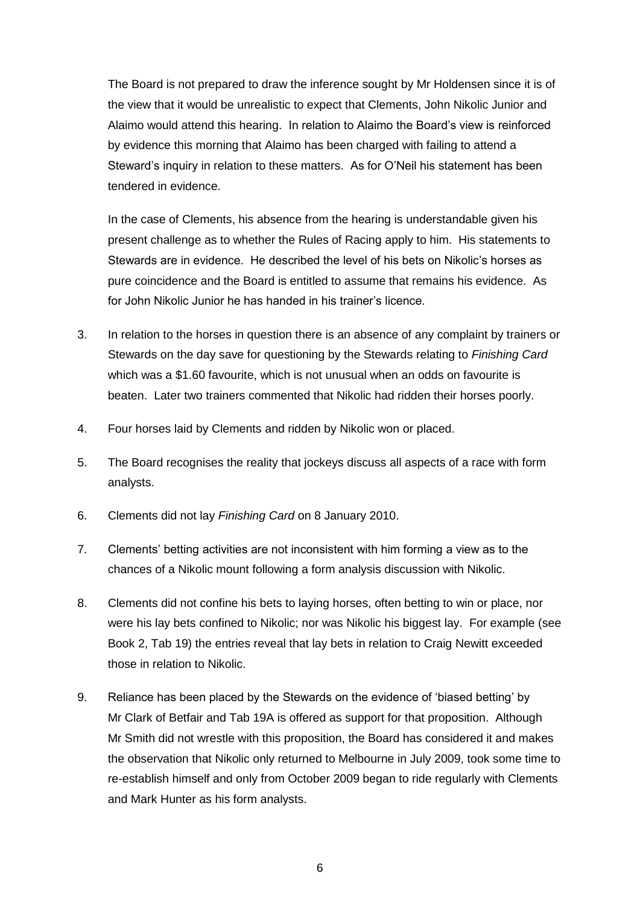The Board is not prepared to draw the inference sought by Mr Holdensen since it is of the view that it would be unrealistic to expect that Clements, John Nikolic Junior and Alaimo would attend this hearing. In relation to Alaimo the Board's view is reinforced by evidence this morning that Alaimo has been charged with failing to attend a Steward's inquiry in relation to these matters. As for O'Neil his statement has been tendered in evidence.

In the case of Clements, his absence from the hearing is understandable given his present challenge as to whether the Rules of Racing apply to him. His statements to Stewards are in evidence. He described the level of his bets on Nikolic's horses as pure coincidence and the Board is entitled to assume that remains his evidence. As for John Nikolic Junior he has handed in his trainer's licence.

3. In relation to the horses in question there is an absence of any complaint by trainers or Stewards on the day save for questioning by the Stewards relating to *Finishing Card* which was a $1.60 favourite, which is not unusual when an odds on favourite is beaten. Later two trainers commented that Nikolic had ridden their horses poorly.

4. Four horses laid by Clements and ridden by Nikolic won or placed.

5. The Board recognises the reality that jockeys discuss all aspects of a race with form analysts.

6. Clements did not lay *Finishing Card* on 8 January 2010.

7. Clements' betting activities are not inconsistent with him forming a view as to the chances of a Nikolic mount following a form analysis discussion with Nikolic.

8. Clements did not confine his bets to laying horses, often betting to win or place, nor were his lay bets confined to Nikolic; nor was Nikolic his biggest lay. For example (see Book 2, Tab 19) the entries reveal that lay bets in relation to Craig Newitt exceeded those in relation to Nikolic.

9. Reliance has been placed by the Stewards on the evidence of 'biased betting' by Mr Clark of Betfair and Tab 19A is offered as support for that proposition. Although Mr Smith did not wrestle with this proposition, the Board has considered it and makes the observation that Nikolic only returned to Melbourne in July 2009, took some time to re-establish himself and only from October 2009 began to ride regularly with Clements and Mark Hunter as his form analysts.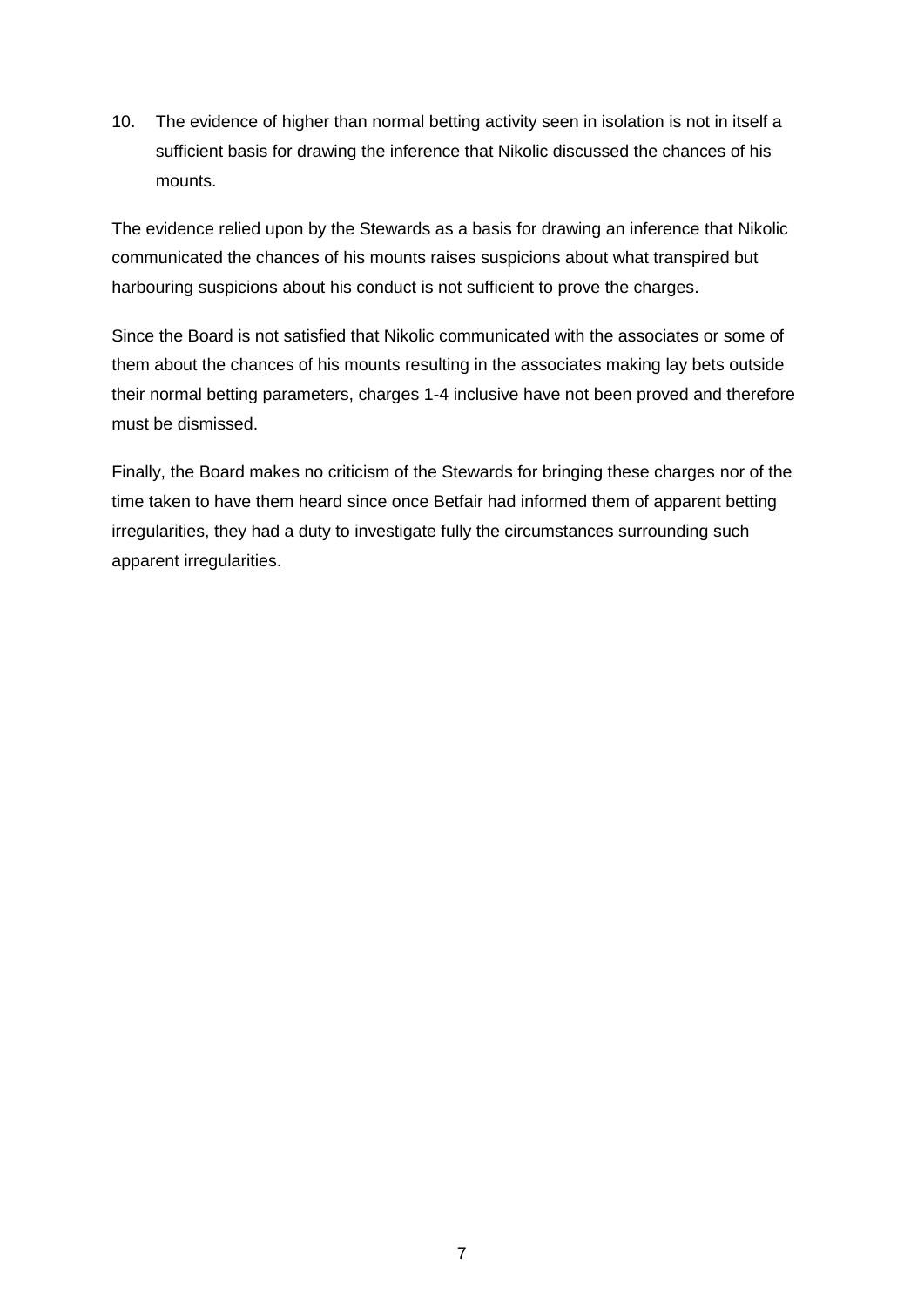10. The evidence of higher than normal betting activity seen in isolation is not in itself a sufficient basis for drawing the inference that Nikolic discussed the chances of his mounts.

The evidence relied upon by the Stewards as a basis for drawing an inference that Nikolic communicated the chances of his mounts raises suspicions about what transpired but harbouring suspicions about his conduct is not sufficient to prove the charges.

Since the Board is not satisfied that Nikolic communicated with the associates or some of them about the chances of his mounts resulting in the associates making lay bets outside their normal betting parameters, charges 1-4 inclusive have not been proved and therefore must be dismissed.

Finally, the Board makes no criticism of the Stewards for bringing these charges nor of the time taken to have them heard since once Betfair had informed them of apparent betting irregularities, they had a duty to investigate fully the circumstances surrounding such apparent irregularities.